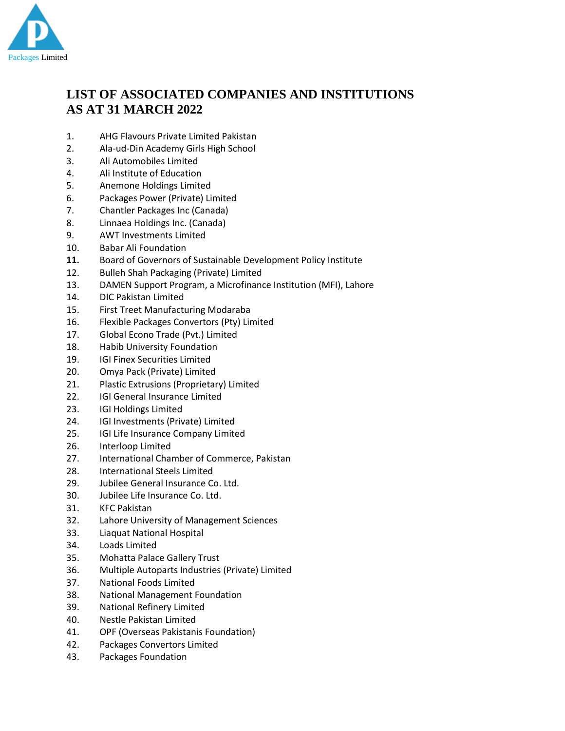Packages Limited

# LIST OF ASSOCIATED COMPANIES AND INSTITUTIONS AS AT 31 MARCH 2022

1. AHG Flavours Private Limited Pakistan
2. Ala-ud-Din Academy Girls High School
3. Ali Automobiles Limited
4. Ali Institute of Education
5. Anemone Holdings Limited
6. Packages Power (Private) Limited
7. Chantler Packages Inc (Canada)
8. Linnaea Holdings Inc. (Canada)
9. AWT Investments Limited
10. Babar Ali Foundation
11. Board of Governors of Sustainable Development Policy Institute
12. Bulleh Shah Packaging (Private) Limited
13. DAMEN Support Program, a Microfinance Institution (MFI), Lahore
14. DIC Pakistan Limited
15. First Treet Manufacturing Modaraba
16. Flexible Packages Convertors (Pty) Limited
17. Global Econo Trade (Pvt.) Limited
18. Habib University Foundation
19. IGI Finex Securities Limited
20. Omya Pack (Private) Limited
21. Plastic Extrusions (Proprietary) Limited
22. IGI General Insurance Limited
23. IGI Holdings Limited
24. IGI Investments (Private) Limited
25. IGI Life Insurance Company Limited
26. Interloop Limited
27. International Chamber of Commerce, Pakistan
28. International Steels Limited
29. Jubilee General Insurance Co. Ltd.
30. Jubilee Life Insurance Co. Ltd.
31. KFC Pakistan
32. Lahore University of Management Sciences
33. Liaquat National Hospital
34. Loads Limited
35. Mohatta Palace Gallery Trust
36. Multiple Autoparts Industries (Private) Limited
37. National Foods Limited
38. National Management Foundation
39. National Refinery Limited
40. Nestle Pakistan Limited
41. OPF (Overseas Pakistanis Foundation)
42. Packages Convertors Limited
43. Packages Foundation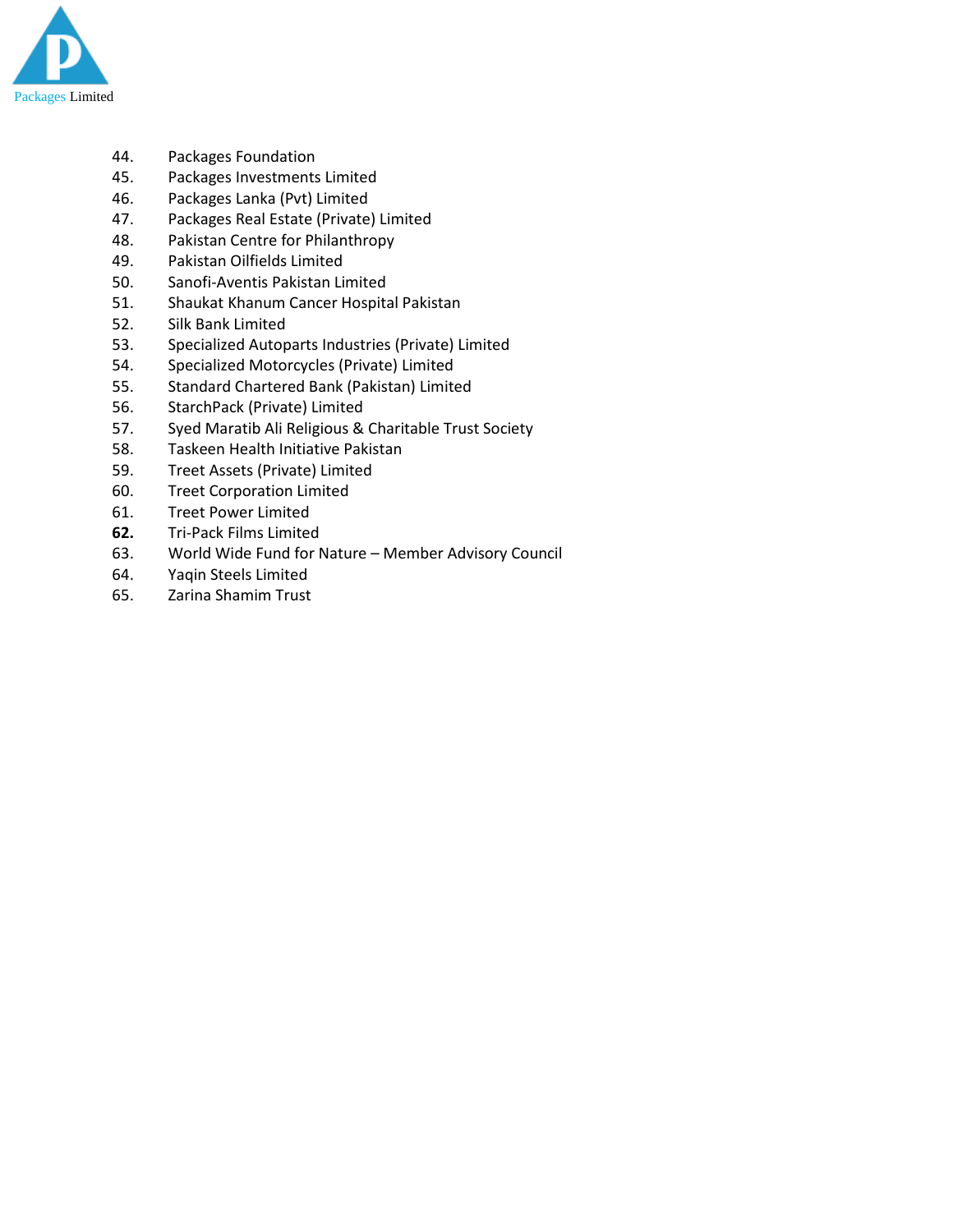44. Packages Foundation
45. Packages Investments Limited
46. Packages Lanka (Pvt) Limited
47. Packages Real Estate (Private) Limited
48. Pakistan Centre for Philanthropy
49. Pakistan Oilfields Limited
50. Sanofi-Aventis Pakistan Limited
51. Shaukat Khanum Cancer Hospital Pakistan
52. Silk Bank Limited
53. Specialized Autoparts Industries (Private) Limited
54. Specialized Motorcycles (Private) Limited
55. Standard Chartered Bank (Pakistan) Limited
56. StarchPack (Private) Limited
57. Syed Maratib Ali Religious & Charitable Trust Society
58. Taskeen Health Initiative Pakistan
59. Treet Assets (Private) Limited
60. Treet Corporation Limited
61. Treet Power Limited
62. Tri-Pack Films Limited
63. World Wide Fund for Nature – Member Advisory Council
64. Yaqin Steels Limited
65. Zarina Shamim Trust